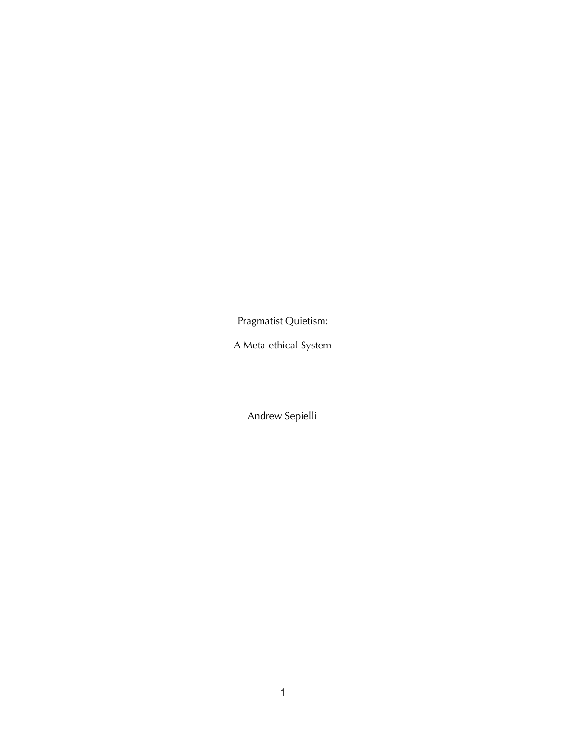# Pragmatist Quietism:

# A Meta-ethical System

Andrew Sepielli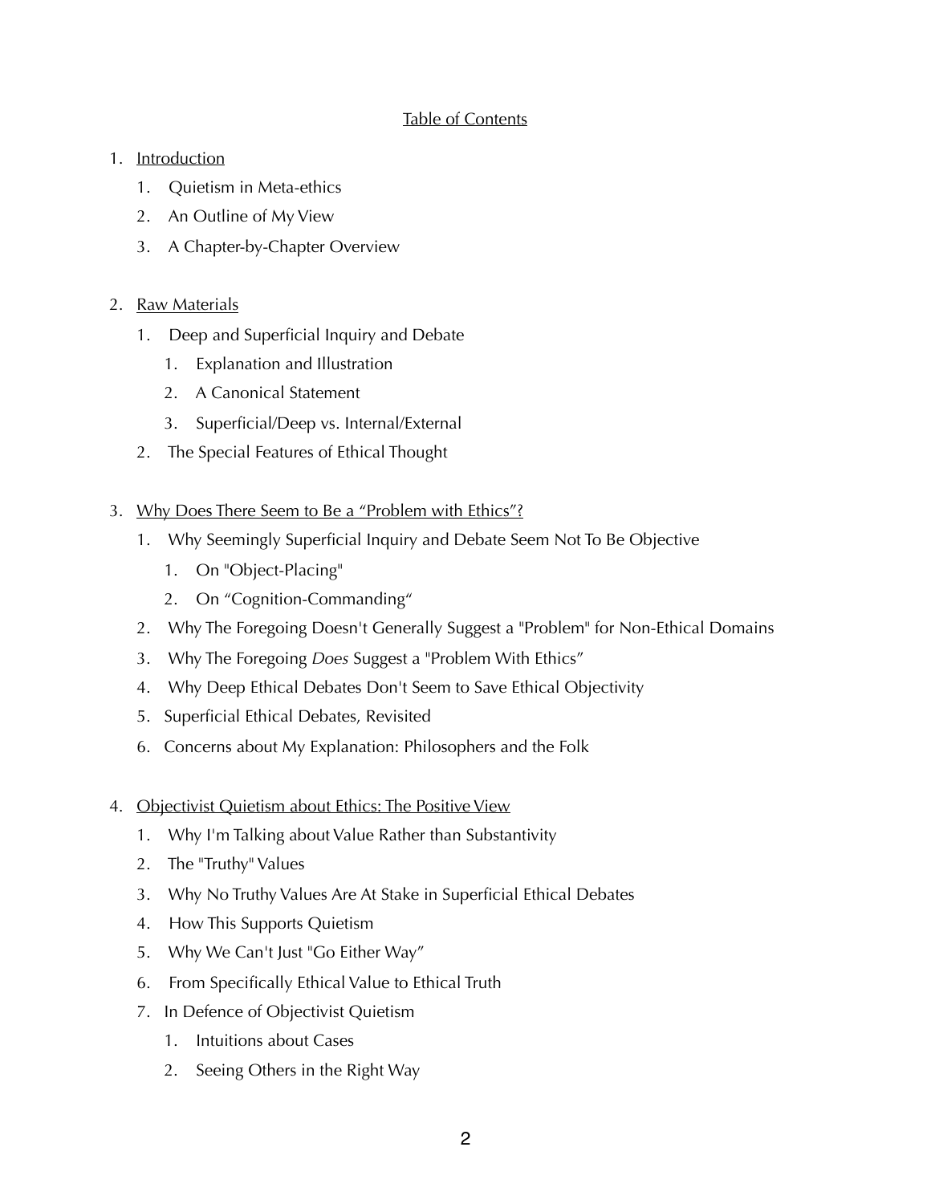## Table of Contents

1. Introduction
    1. Quietism in Meta-ethics
    2. An Outline of My View
    3. A Chapter-by-Chapter Overview

2. Raw Materials
    1. Deep and Superficial Inquiry and Debate
        1. Explanation and Illustration
        2. A Canonical Statement
        3. Superficial/Deep vs. Internal/External
    2. The Special Features of Ethical Thought

3. Why Does There Seem to Be a "Problem with Ethics"?
    1. Why Seemingly Superficial Inquiry and Debate Seem Not To Be Objective
        1. On "Object-Placing"
        2. On "Cognition-Commanding"
    2. Why The Foregoing Doesn't Generally Suggest a "Problem" for Non-Ethical Domains
    3. Why The Foregoing *Does* Suggest a "Problem With Ethics"
    4. Why Deep Ethical Debates Don't Seem to Save Ethical Objectivity
    5. Superficial Ethical Debates, Revisited
    6. Concerns about My Explanation: Philosophers and the Folk

4. Objectivist Quietism about Ethics: The Positive View
    1. Why I'm Talking about Value Rather than Substantivity
    2. The "Truthy" Values
    3. Why No Truthy Values Are At Stake in Superficial Ethical Debates
    4. How This Supports Quietism
    5. Why We Can't Just "Go Either Way"
    6. From Specifically Ethical Value to Ethical Truth
    7. In Defence of Objectivist Quietism
        1. Intuitions about Cases
        2. Seeing Others in the Right Way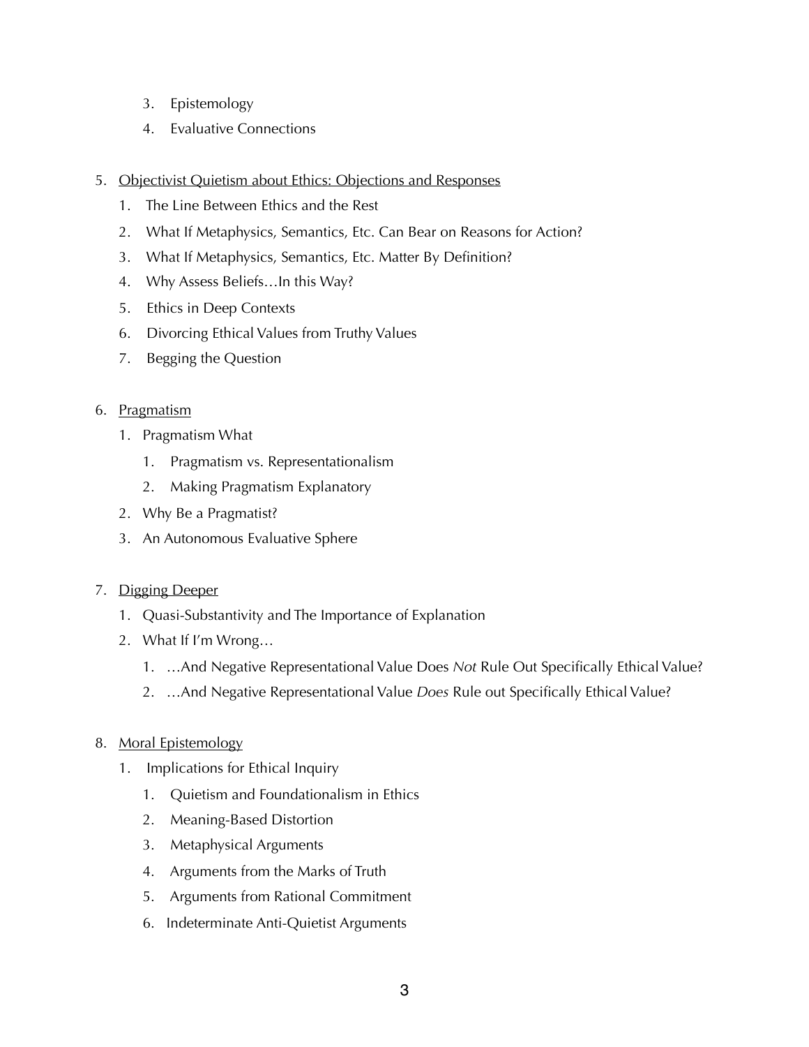3. Epistemology
4. Evaluative Connections

5. <u>Objectivist Quietism about Ethics: Objections and Responses</u>
    1. The Line Between Ethics and the Rest
    2. What If Metaphysics, Semantics, Etc. Can Bear on Reasons for Action?
    3. What If Metaphysics, Semantics, Etc. Matter By Definition?
    4. Why Assess Beliefs…In this Way?
    5. Ethics in Deep Contexts
    6. Divorcing Ethical Values from Truthy Values
    7. Begging the Question

6. <u>Pragmatism</u>
    1. Pragmatism What
        1. Pragmatism vs. Representationalism
        2. Making Pragmatism Explanatory
    2. Why Be a Pragmatist?
    3. An Autonomous Evaluative Sphere

7. <u>Digging Deeper</u>
    1. Quasi-Substantivity and The Importance of Explanation
    2. What If I'm Wrong…
        1. …And Negative Representational Value Does *Not* Rule Out Specifically Ethical Value?
        2. …And Negative Representational Value *Does* Rule out Specifically Ethical Value?

8. <u>Moral Epistemology</u>
    1. Implications for Ethical Inquiry
        1. Quietism and Foundationalism in Ethics
        2. Meaning-Based Distortion
        3. Metaphysical Arguments
        4. Arguments from the Marks of Truth
        5. Arguments from Rational Commitment
        6. Indeterminate Anti-Quietist Arguments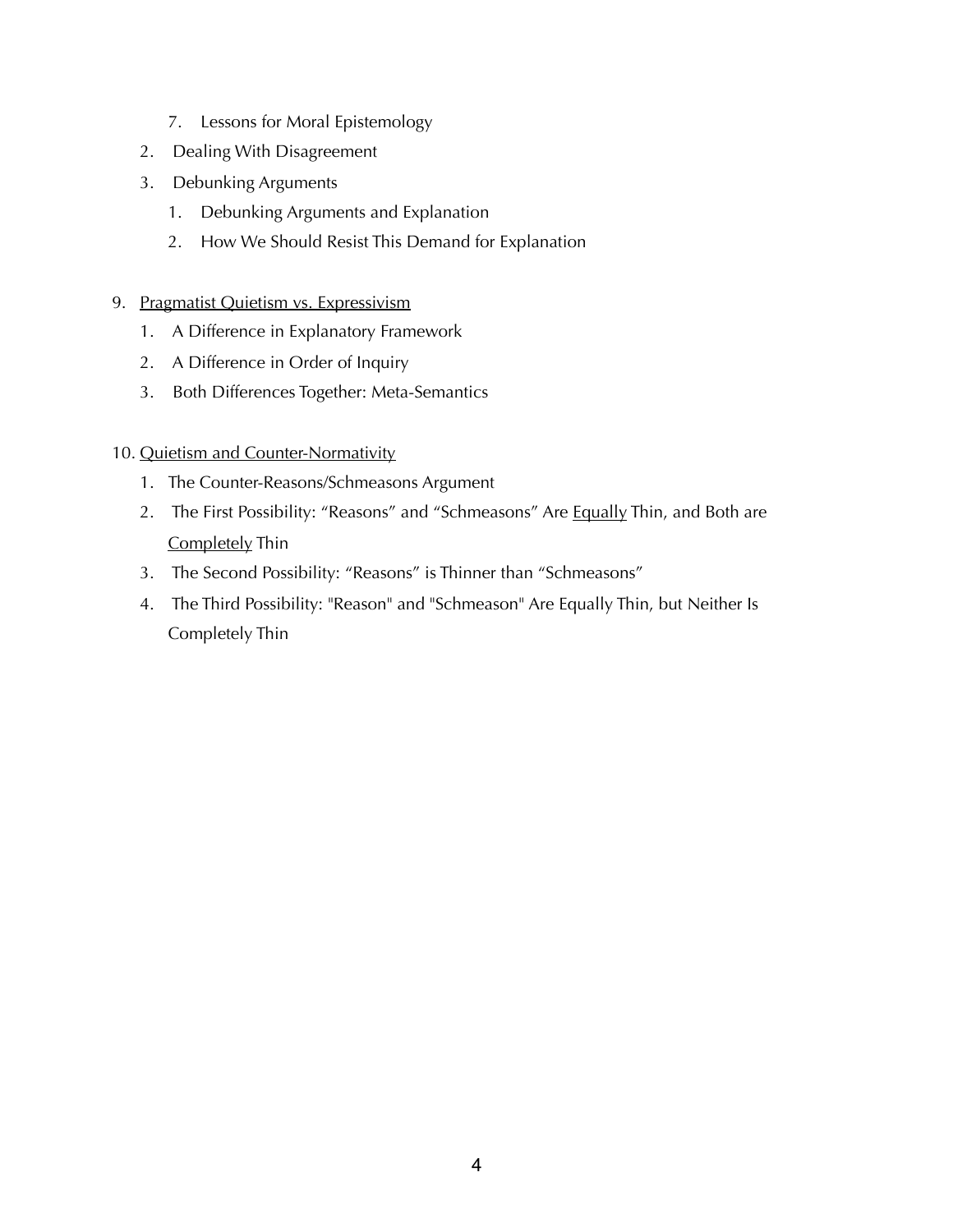7. Lessons for Moral Epistemology
2. Dealing With Disagreement
3. Debunking Arguments
    1. Debunking Arguments and Explanation
    2. How We Should Resist This Demand for Explanation

9. <u>Pragmatist Quietism vs. Expressivism</u>
    1. A Difference in Explanatory Framework
    2. A Difference in Order of Inquiry
    3. Both Differences Together: Meta-Semantics

10. <u>Quietism and Counter-Normativity</u>
    1. The Counter-Reasons/Schmeasons Argument
    2. The First Possibility: "Reasons" and "Schmeasons" Are <u>Equally</u> Thin, and Both are <u>Completely</u> Thin
    3. The Second Possibility: "Reasons" is Thinner than "Schmeasons"
    4. The Third Possibility: "Reason" and "Schmeason" Are Equally Thin, but Neither Is Completely Thin